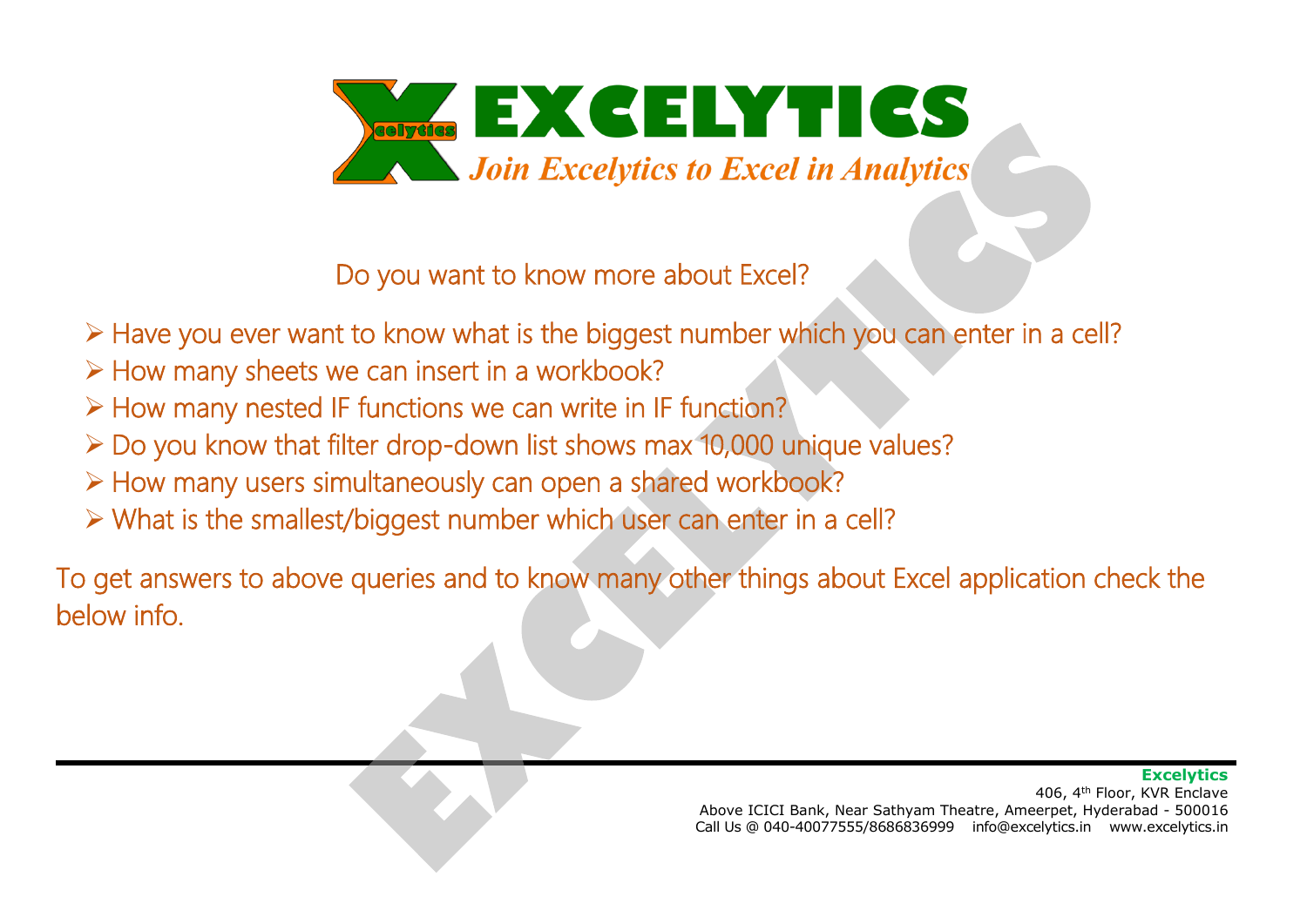# EXCELYTICS

*Join Excelytics to Excel in Analytics*

Do you want to know more about Excel?

- Have you ever want to know what is the biggest number which you can enter in a cell?
- How many sheets we can insert in a workbook?
- How many nested IF functions we can write in IF function?
- Do you know that filter drop-down list shows max 10,000 unique values?
- How many users simultaneously can open a shared workbook?
- What is the smallest/biggest number which user can enter in a cell?

To get answers to above queries and to know many other things about Excel application check the below info.

**Excelytics**
406, 4th Floor, KVR Enclave
Above ICICI Bank, Near Sathyam Theatre, Ameerpet, Hyderabad - 500016
Call Us @ 040-40077555/8686836999 info@excelytics.in www.excelytics.in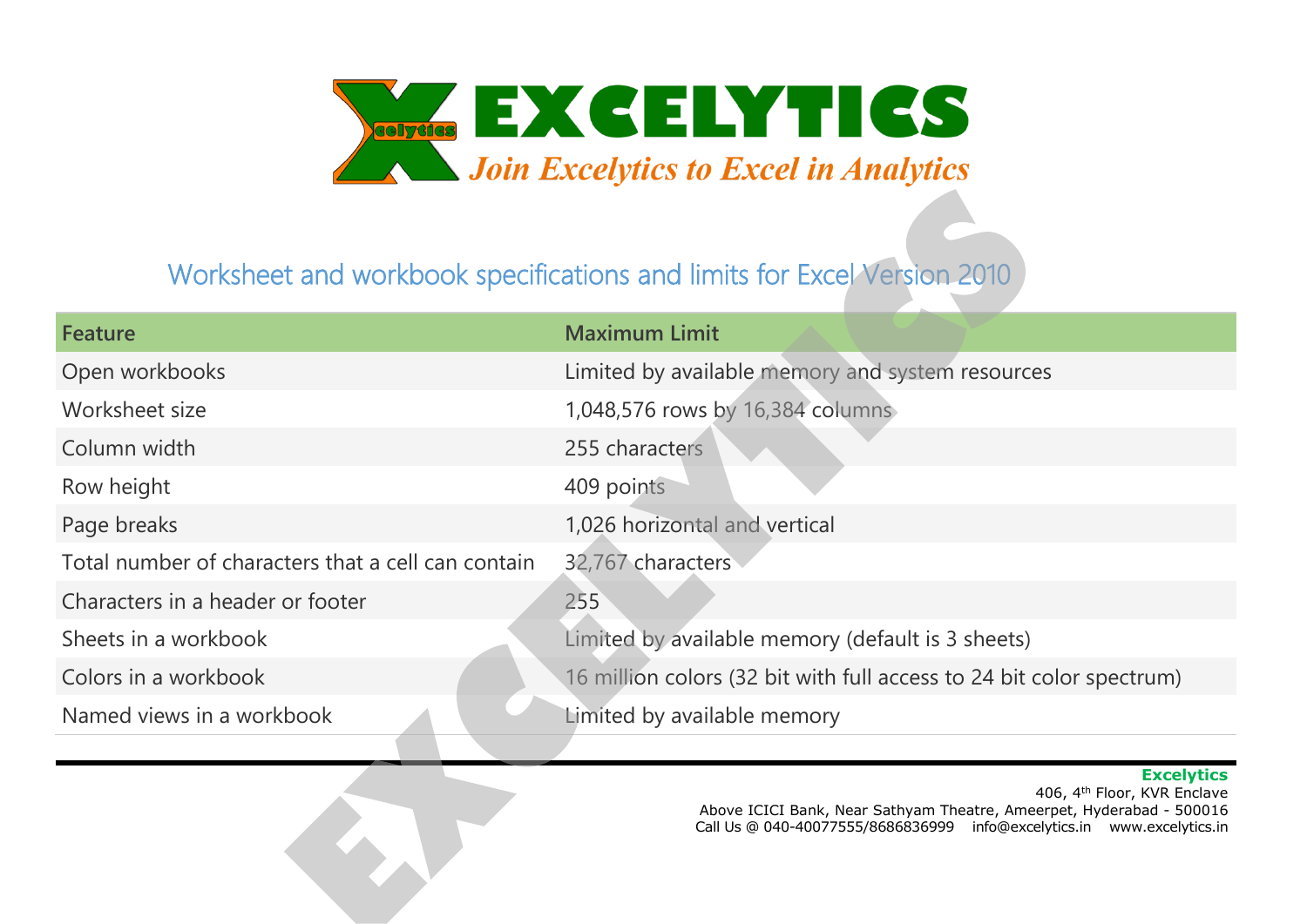## Worksheet and workbook specifications and limits for Excel Version 2010

| Feature | Maximum Limit |
|---|---|
| Open workbooks | Limited by available memory and system resources |
| Worksheet size | 1,048,576 rows by 16,384 columns |
| Column width | 255 characters |
| Row height | 409 points |
| Page breaks | 1,026 horizontal and vertical |
| Total number of characters that a cell can contain | 32,767 characters |
| Characters in a header or footer | 255 |
| Sheets in a workbook | Limited by available memory (default is 3 sheets) |
| Colors in a workbook | 16 million colors (32 bit with full access to 24 bit color spectrum) |
| Named views in a workbook | Limited by available memory |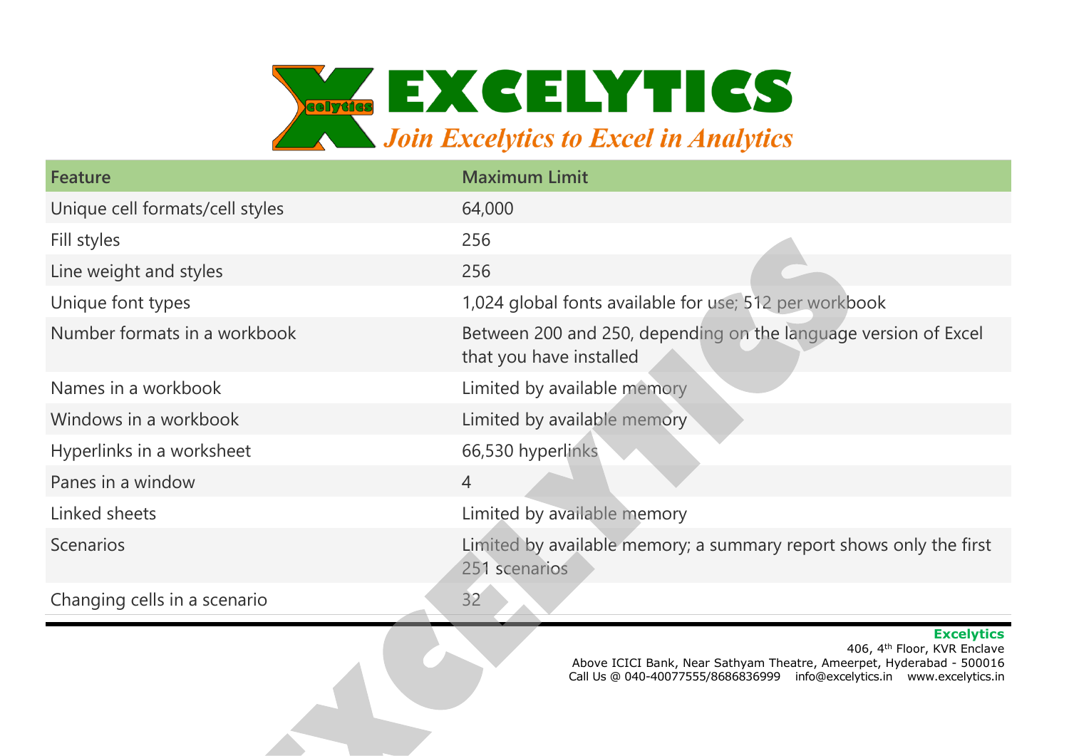| Feature | Maximum Limit |
|---|---|
| Unique cell formats/cell styles | 64,000 |
| Fill styles | 256 |
| Line weight and styles | 256 |
| Unique font types | 1,024 global fonts available for use; 512 per workbook |
| Number formats in a workbook | Between 200 and 250, depending on the language version of Excel that you have installed |
| Names in a workbook | Limited by available memory |
| Windows in a workbook | Limited by available memory |
| Hyperlinks in a worksheet | 66,530 hyperlinks |
| Panes in a window | 4 |
| Linked sheets | Limited by available memory |
| Scenarios | Limited by available memory; a summary report shows only the first 251 scenarios |
| Changing cells in a scenario | 32 |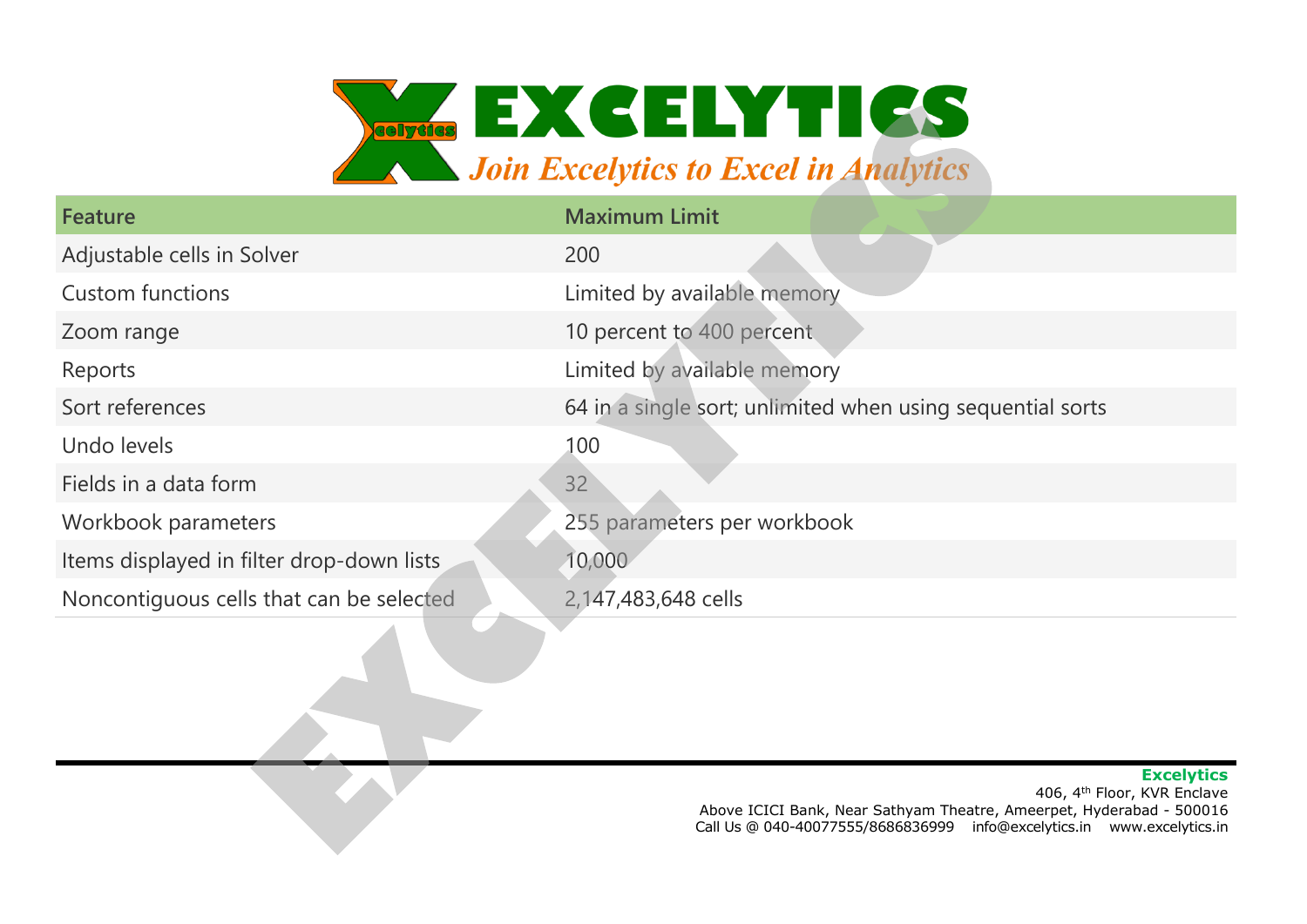| Feature | Maximum Limit |
|---|---|
| Adjustable cells in Solver | 200 |
| Custom functions | Limited by available memory |
| Zoom range | 10 percent to 400 percent |
| Reports | Limited by available memory |
| Sort references | 64 in a single sort; unlimited when using sequential sorts |
| Undo levels | 100 |
| Fields in a data form | 32 |
| Workbook parameters | 255 parameters per workbook |
| Items displayed in filter drop-down lists | 10,000 |
| Noncontiguous cells that can be selected | 2,147,483,648 cells |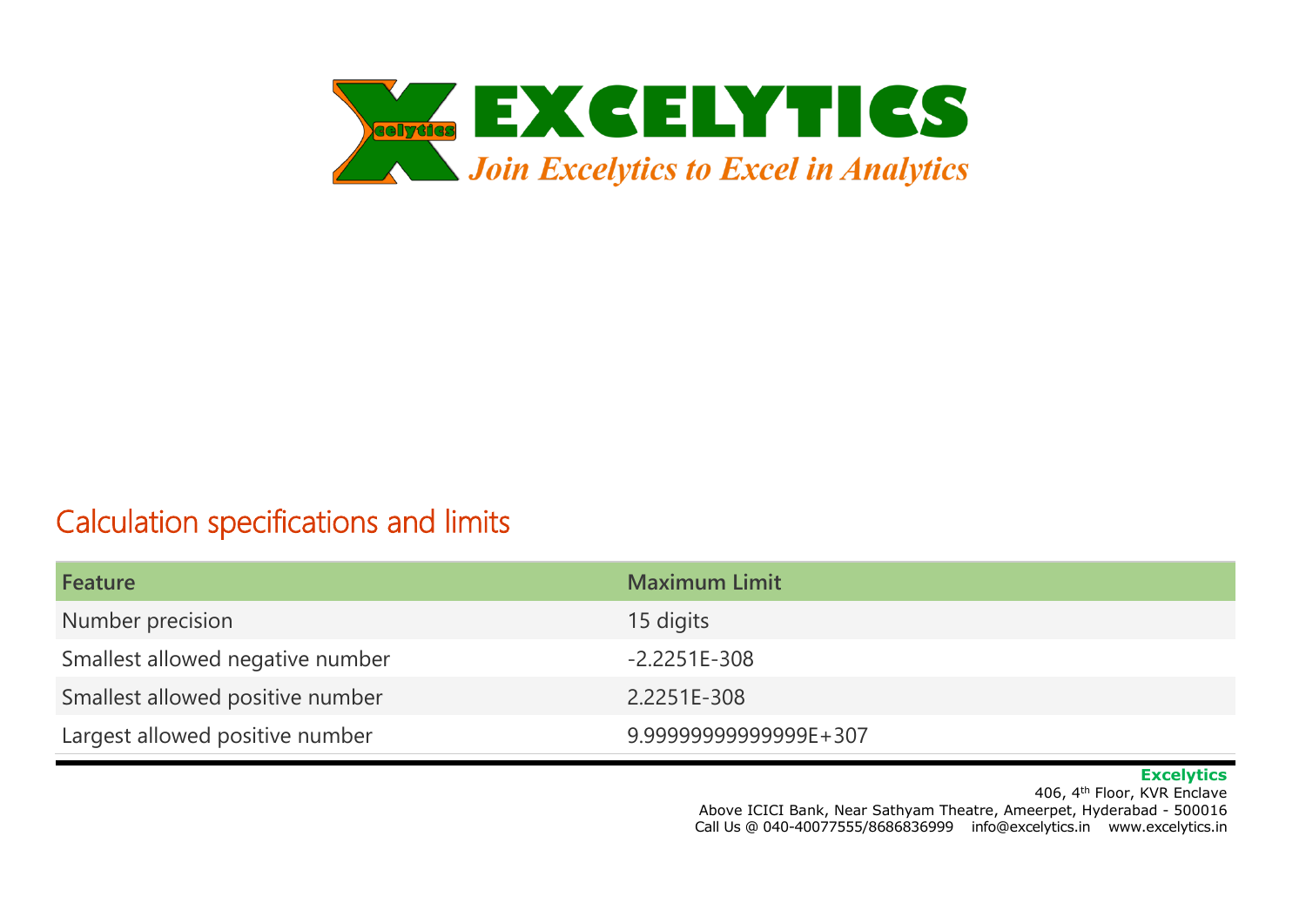## Calculation specifications and limits

| Feature | Maximum Limit |
|---|---|
| Number precision | 15 digits |
| Smallest allowed negative number | -2.2251E-308 |
| Smallest allowed positive number | 2.2251E-308 |
| Largest allowed positive number | 9.99999999999999E+307 |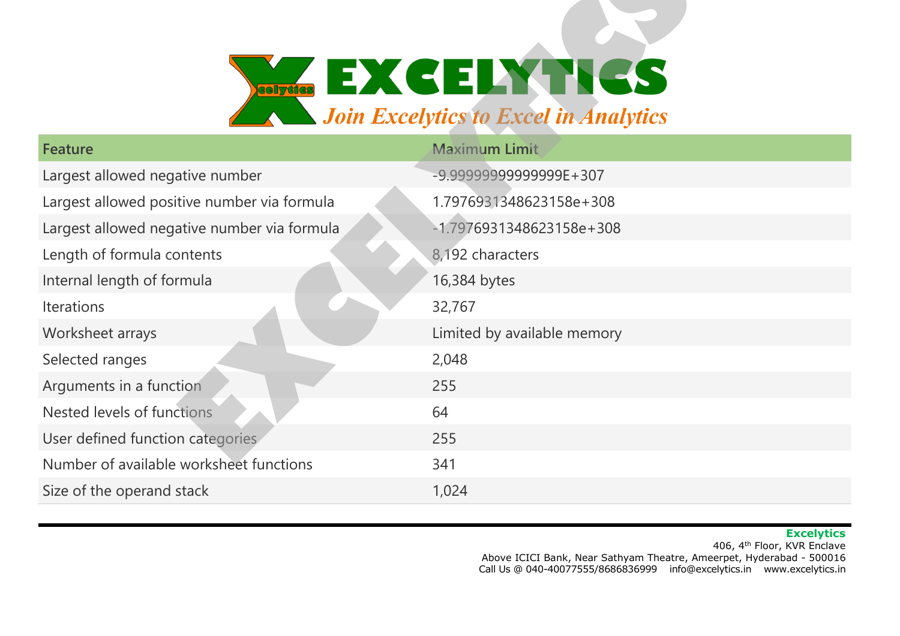| Feature | Maximum Limit |
| --- | --- |
| Largest allowed negative number | -9.99999999999999E+307 |
| Largest allowed positive number via formula | 1.7976931348623158e+308 |
| Largest allowed negative number via formula | -1.7976931348623158e+308 |
| Length of formula contents | 8,192 characters |
| Internal length of formula | 16,384 bytes |
| Iterations | 32,767 |
| Worksheet arrays | Limited by available memory |
| Selected ranges | 2,048 |
| Arguments in a function | 255 |
| Nested levels of functions | 64 |
| User defined function categories | 255 |
| Number of available worksheet functions | 341 |
| Size of the operand stack | 1,024 |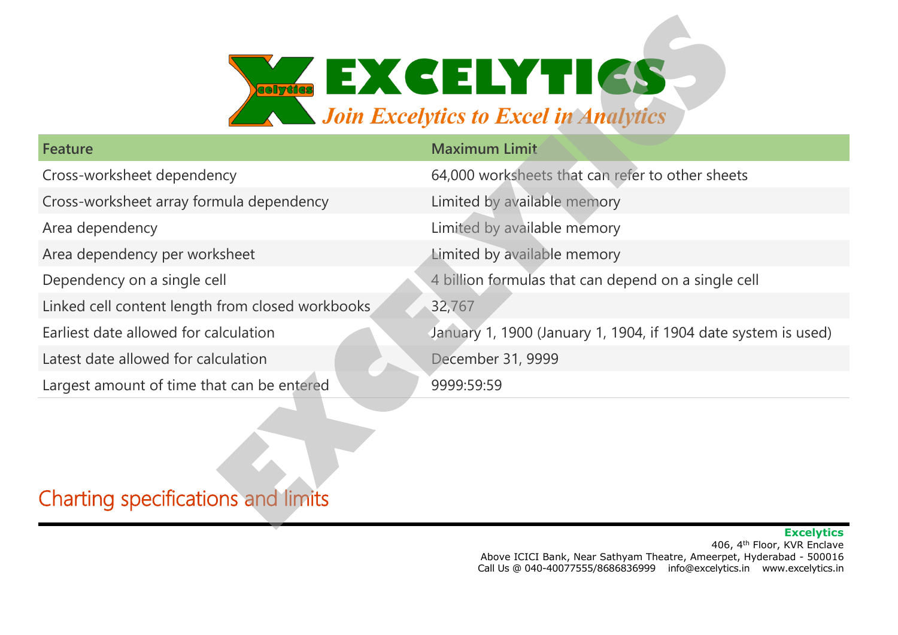| Feature | Maximum Limit |
|---|---|
| Cross-worksheet dependency | 64,000 worksheets that can refer to other sheets |
| Cross-worksheet array formula dependency | Limited by available memory |
| Area dependency | Limited by available memory |
| Area dependency per worksheet | Limited by available memory |
| Dependency on a single cell | 4 billion formulas that can depend on a single cell |
| Linked cell content length from closed workbooks | 32,767 |
| Earliest date allowed for calculation | January 1, 1900 (January 1, 1904, if 1904 date system is used) |
| Latest date allowed for calculation | December 31, 9999 |
| Largest amount of time that can be entered | 9999:59:59 |

## Charting specifications and limits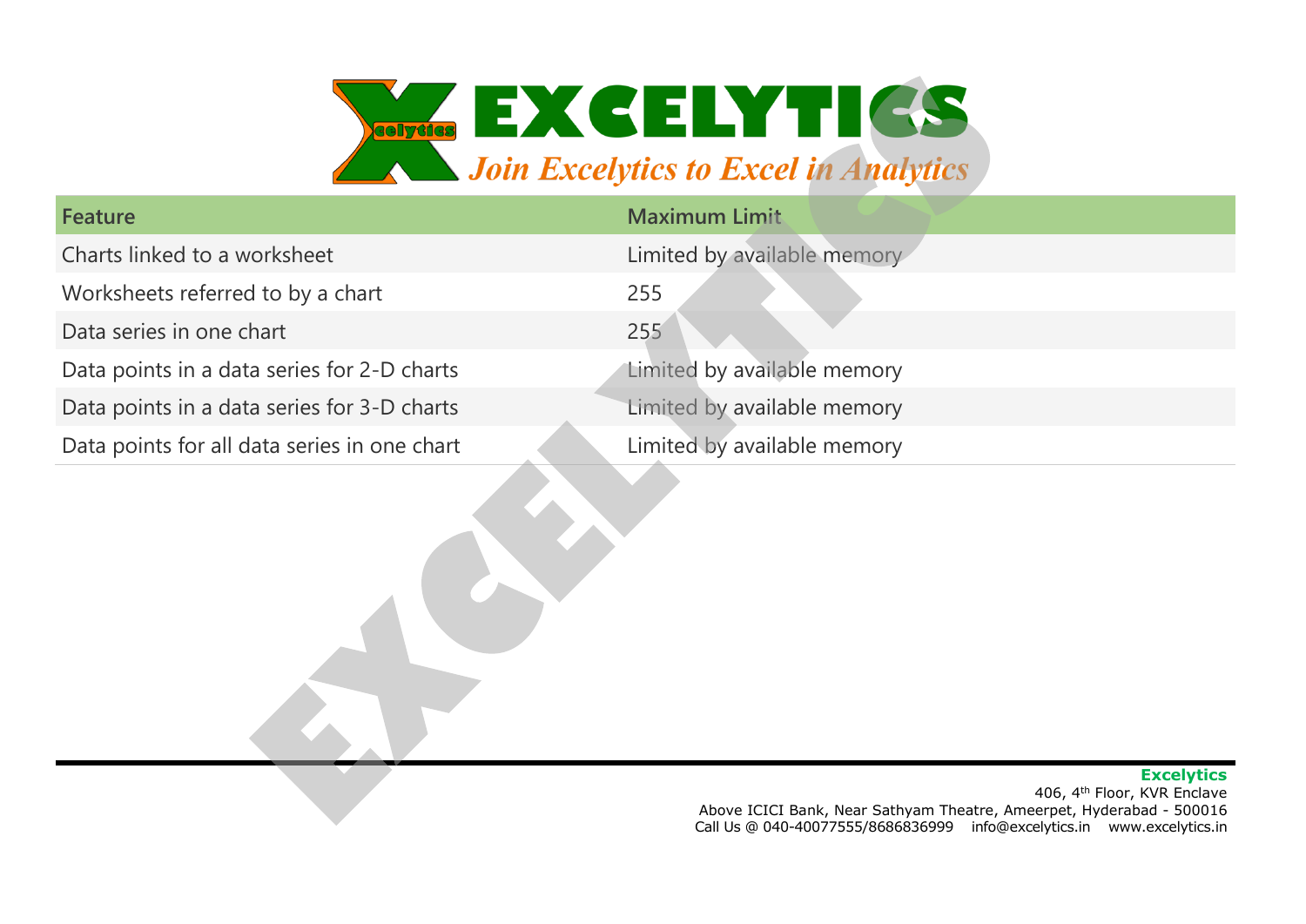| Feature | Maximum Limit |
|---|---|
| Charts linked to a worksheet | Limited by available memory |
| Worksheets referred to by a chart | 255 |
| Data series in one chart | 255 |
| Data points in a data series for 2-D charts | Limited by available memory |
| Data points in a data series for 3-D charts | Limited by available memory |
| Data points for all data series in one chart | Limited by available memory |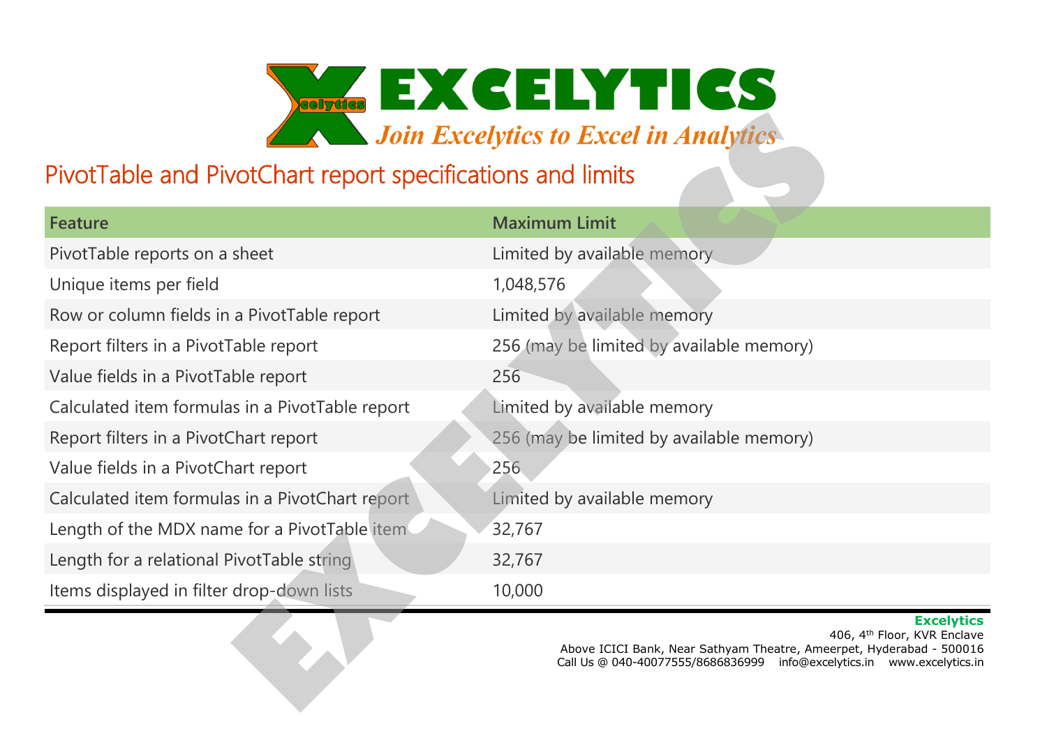## PivotTable and PivotChart report specifications and limits

| Feature | Maximum Limit |
|---|---|
| PivotTable reports on a sheet | Limited by available memory |
| Unique items per field | 1,048,576 |
| Row or column fields in a PivotTable report | Limited by available memory |
| Report filters in a PivotTable report | 256 (may be limited by available memory) |
| Value fields in a PivotTable report | 256 |
| Calculated item formulas in a PivotTable report | Limited by available memory |
| Report filters in a PivotChart report | 256 (may be limited by available memory) |
| Value fields in a PivotChart report | 256 |
| Calculated item formulas in a PivotChart report | Limited by available memory |
| Length of the MDX name for a PivotTable item | 32,767 |
| Length for a relational PivotTable string | 32,767 |
| Items displayed in filter drop-down lists | 10,000 |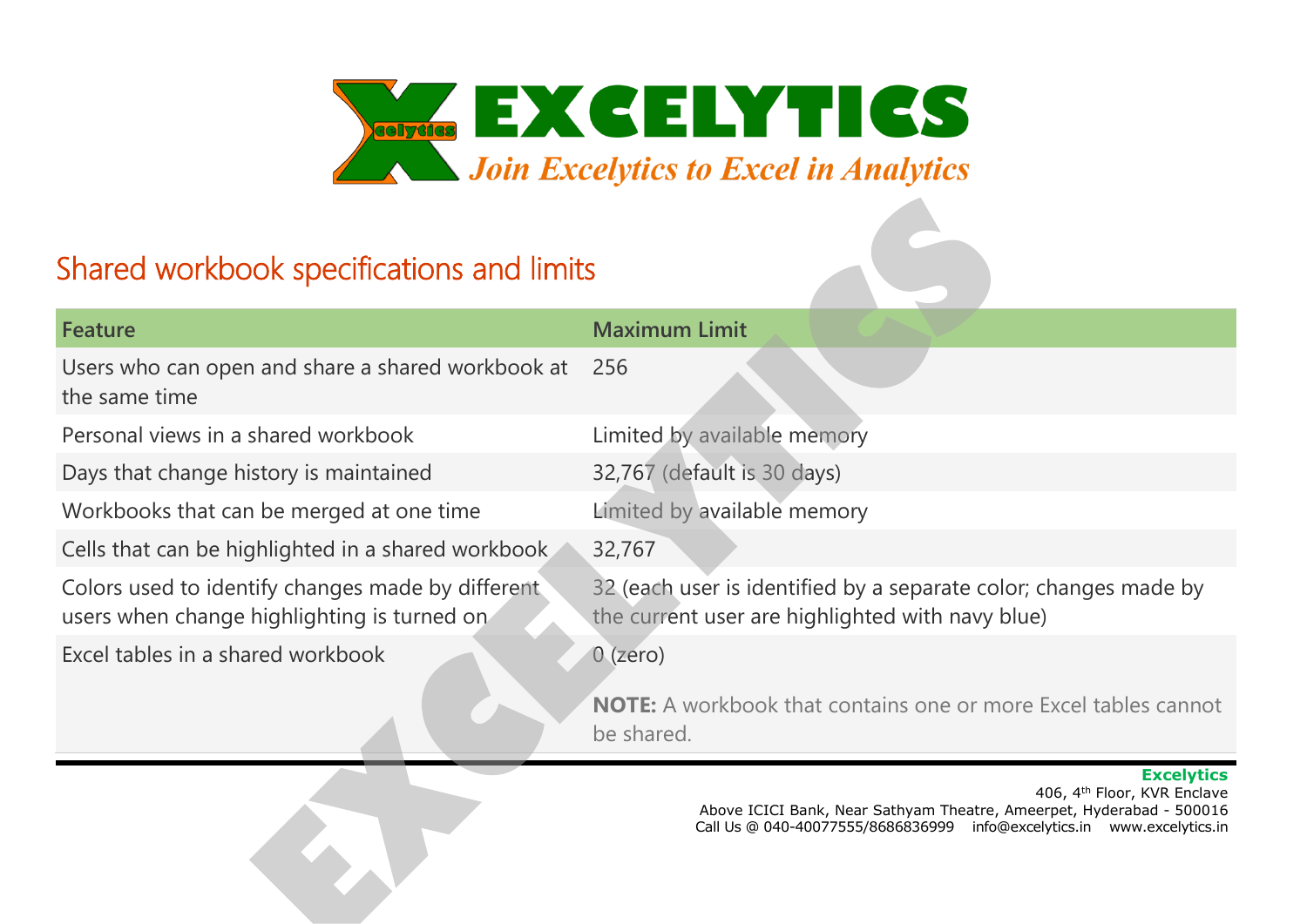## Shared workbook specifications and limits

| Feature | Maximum Limit |
|---|---|
| Users who can open and share a shared workbook at the same time | 256 |
| Personal views in a shared workbook | Limited by available memory |
| Days that change history is maintained | 32,767 (default is 30 days) |
| Workbooks that can be merged at one time | Limited by available memory |
| Cells that can be highlighted in a shared workbook | 32,767 |
| Colors used to identify changes made by different users when change highlighting is turned on | 32 (each user is identified by a separate color; changes made by the current user are highlighted with navy blue) |
| Excel tables in a shared workbook | 0 (zero)<br><br>**NOTE:** A workbook that contains one or more Excel tables cannot be shared. |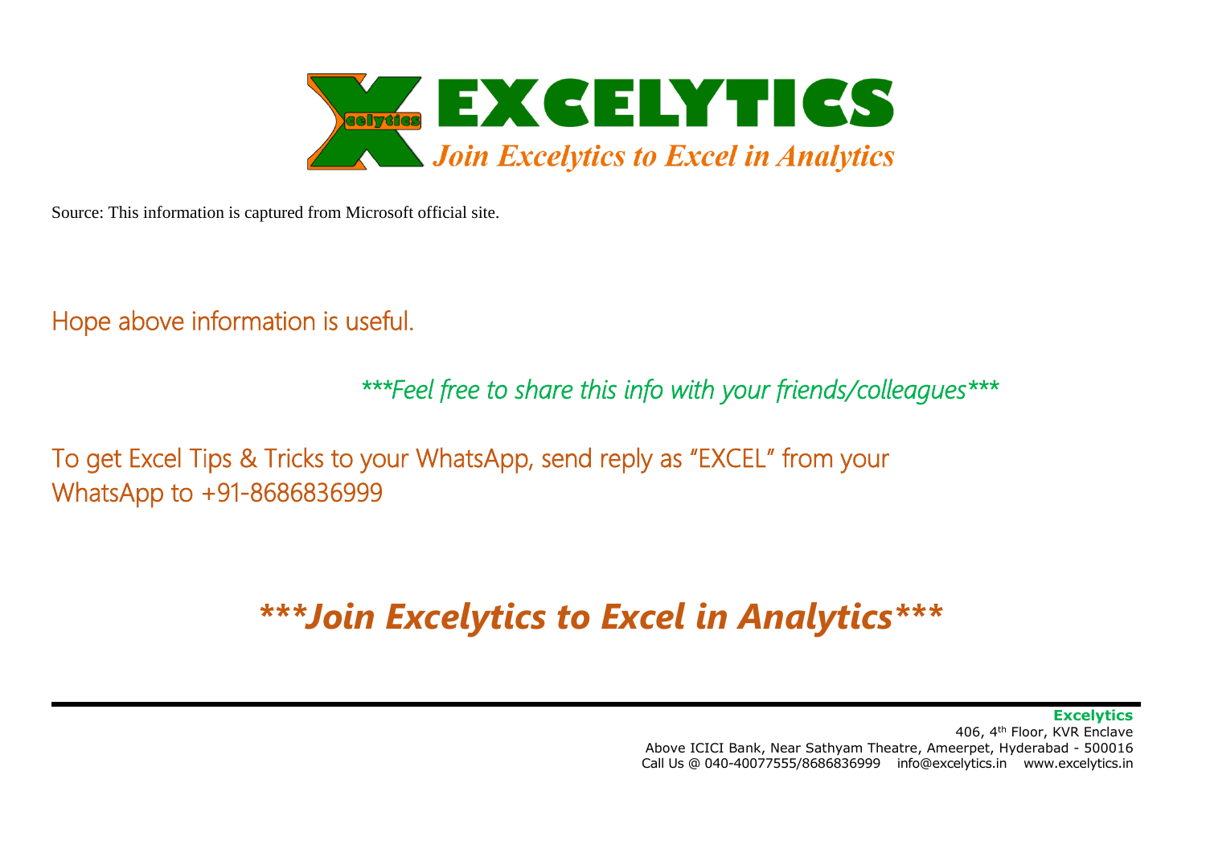**EXCELYTICS**

*Join Excelytics to Excel in Analytics*

Source: This information is captured from Microsoft official site.

Hope above information is useful.

*\*\*\*Feel free to share this info with your friends/colleagues\*\*\**

To get Excel Tips & Tricks to your WhatsApp, send reply as "EXCEL" from your WhatsApp to +91-8686836999

***\*\*\*Join Excelytics to Excel in Analytics\*\*\****

---

**Excelytics**
406, 4th Floor, KVR Enclave
Above ICICI Bank, Near Sathyam Theatre, Ameerpet, Hyderabad - 500016
Call Us @ 040-40077555/8686836999 info@excelytics.in www.excelytics.in